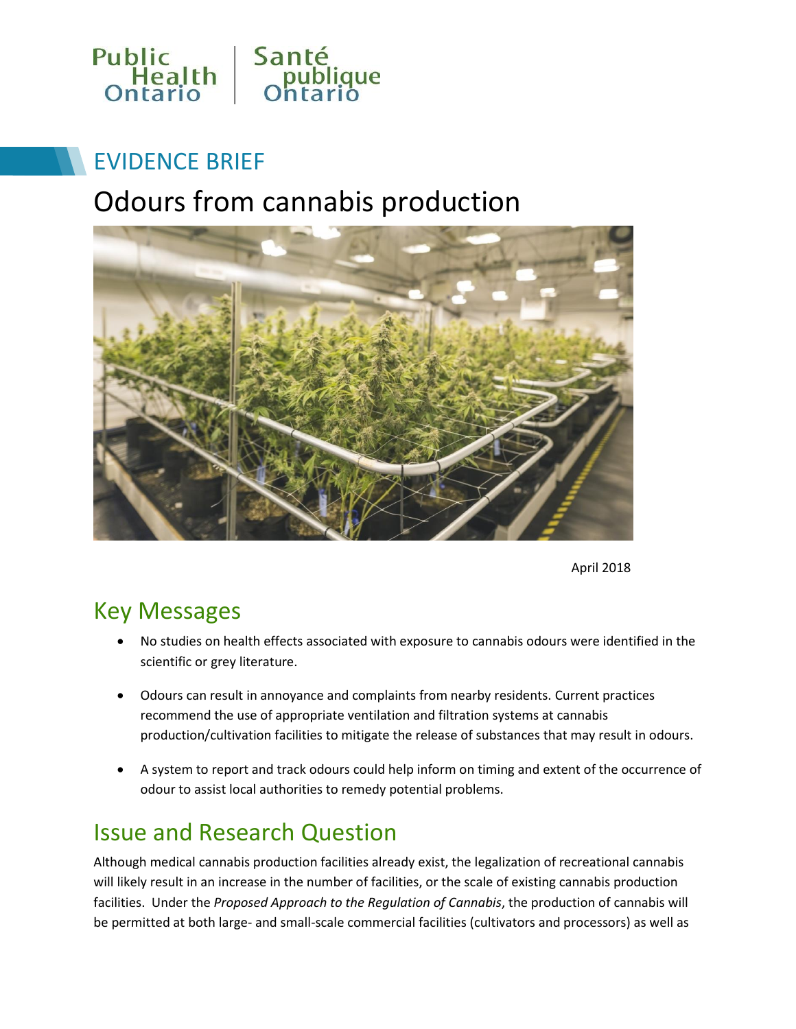Public Health Ontario | Santé publique Ontario

EVIDENCE BRIEF

# Odours from cannabis production

April 2018

## Key Messages

- No studies on health effects associated with exposure to cannabis odours were identified in the scientific or grey literature.
- Odours can result in annoyance and complaints from nearby residents. Current practices recommend the use of appropriate ventilation and filtration systems at cannabis production/cultivation facilities to mitigate the release of substances that may result in odours.
- A system to report and track odours could help inform on timing and extent of the occurrence of odour to assist local authorities to remedy potential problems.

## Issue and Research Question

Although medical cannabis production facilities already exist, the legalization of recreational cannabis will likely result in an increase in the number of facilities, or the scale of existing cannabis production facilities. Under the *Proposed Approach to the Regulation of Cannabis*, the production of cannabis will be permitted at both large- and small-scale commercial facilities (cultivators and processors) as well as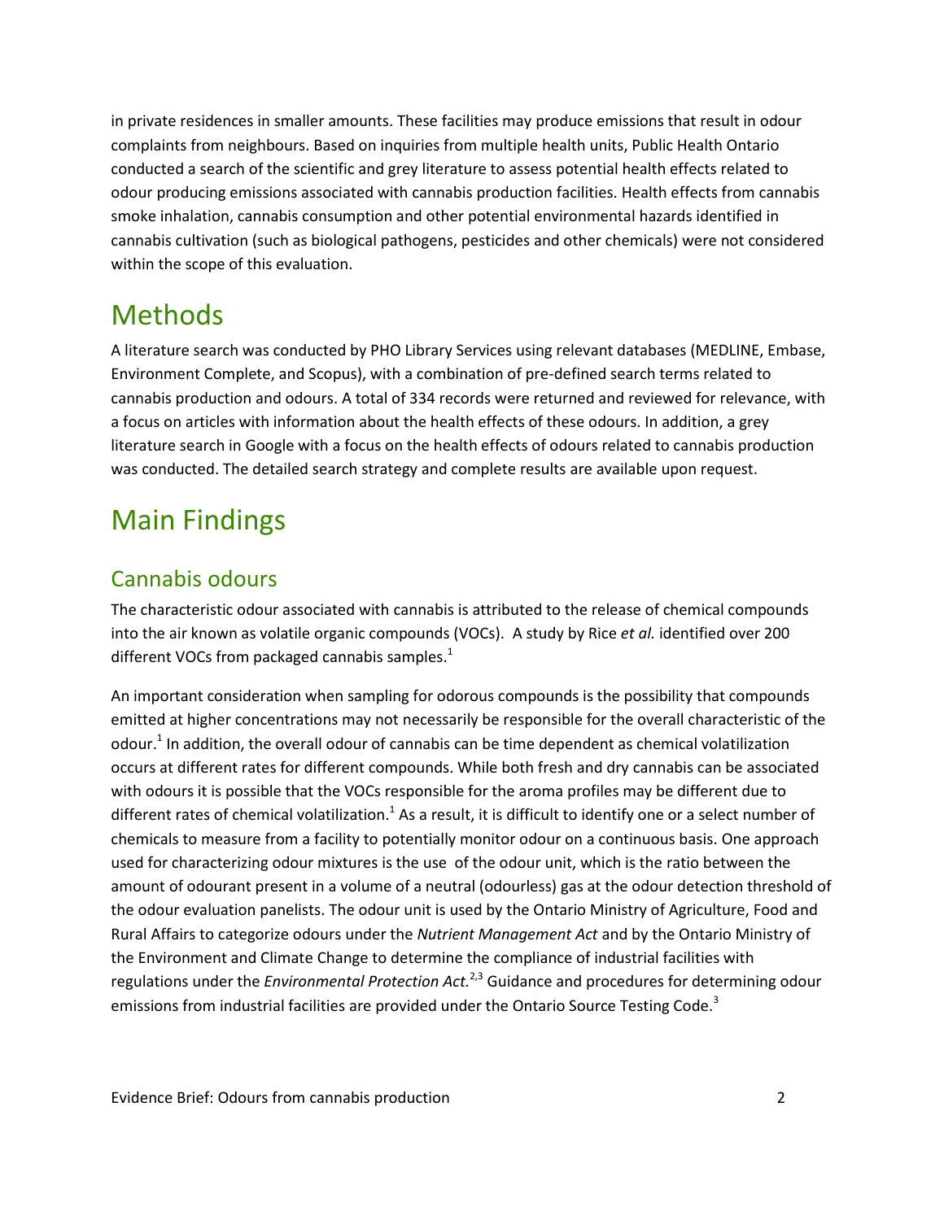in private residences in smaller amounts. These facilities may produce emissions that result in odour complaints from neighbours. Based on inquiries from multiple health units, Public Health Ontario conducted a search of the scientific and grey literature to assess potential health effects related to odour producing emissions associated with cannabis production facilities. Health effects from cannabis smoke inhalation, cannabis consumption and other potential environmental hazards identified in cannabis cultivation (such as biological pathogens, pesticides and other chemicals) were not considered within the scope of this evaluation.

# Methods

A literature search was conducted by PHO Library Services using relevant databases (MEDLINE, Embase, Environment Complete, and Scopus), with a combination of pre-defined search terms related to cannabis production and odours. A total of 334 records were returned and reviewed for relevance, with a focus on articles with information about the health effects of these odours. In addition, a grey literature search in Google with a focus on the health effects of odours related to cannabis production was conducted. The detailed search strategy and complete results are available upon request.

# Main Findings

## Cannabis odours

The characteristic odour associated with cannabis is attributed to the release of chemical compounds into the air known as volatile organic compounds (VOCs). A study by Rice *et al.* identified over 200 different VOCs from packaged cannabis samples.[1]

An important consideration when sampling for odorous compounds is the possibility that compounds emitted at higher concentrations may not necessarily be responsible for the overall characteristic of the odour.[1] In addition, the overall odour of cannabis can be time dependent as chemical volatilization occurs at different rates for different compounds. While both fresh and dry cannabis can be associated with odours it is possible that the VOCs responsible for the aroma profiles may be different due to different rates of chemical volatilization.[1] As a result, it is difficult to identify one or a select number of chemicals to measure from a facility to potentially monitor odour on a continuous basis. One approach used for characterizing odour mixtures is the use of the odour unit, which is the ratio between the amount of odourant present in a volume of a neutral (odourless) gas at the odour detection threshold of the odour evaluation panelists. The odour unit is used by the Ontario Ministry of Agriculture, Food and Rural Affairs to categorize odours under the *Nutrient Management Act* and by the Ontario Ministry of the Environment and Climate Change to determine the compliance of industrial facilities with regulations under the *Environmental Protection Act.*[2,3] Guidance and procedures for determining odour emissions from industrial facilities are provided under the Ontario Source Testing Code.[3]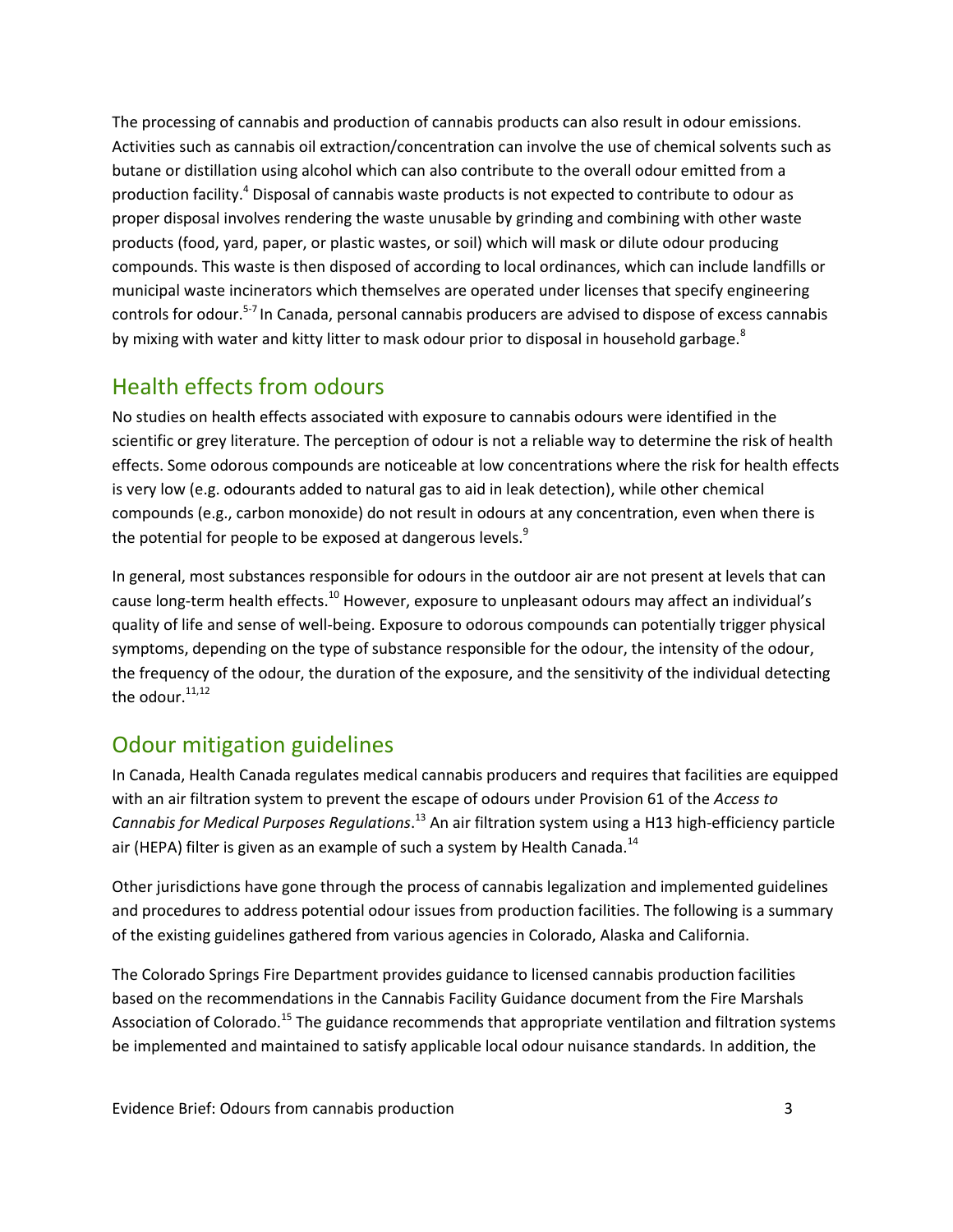The processing of cannabis and production of cannabis products can also result in odour emissions. Activities such as cannabis oil extraction/concentration can involve the use of chemical solvents such as butane or distillation using alcohol which can also contribute to the overall odour emitted from a production facility.[4] Disposal of cannabis waste products is not expected to contribute to odour as proper disposal involves rendering the waste unusable by grinding and combining with other waste products (food, yard, paper, or plastic wastes, or soil) which will mask or dilute odour producing compounds. This waste is then disposed of according to local ordinances, which can include landfills or municipal waste incinerators which themselves are operated under licenses that specify engineering controls for odour.[5-7] In Canada, personal cannabis producers are advised to dispose of excess cannabis by mixing with water and kitty litter to mask odour prior to disposal in household garbage.[8]

## Health effects from odours

No studies on health effects associated with exposure to cannabis odours were identified in the scientific or grey literature. The perception of odour is not a reliable way to determine the risk of health effects. Some odorous compounds are noticeable at low concentrations where the risk for health effects is very low (e.g. odourants added to natural gas to aid in leak detection), while other chemical compounds (e.g., carbon monoxide) do not result in odours at any concentration, even when there is the potential for people to be exposed at dangerous levels.[9]

In general, most substances responsible for odours in the outdoor air are not present at levels that can cause long-term health effects.[10] However, exposure to unpleasant odours may affect an individual's quality of life and sense of well-being. Exposure to odorous compounds can potentially trigger physical symptoms, depending on the type of substance responsible for the odour, the intensity of the odour, the frequency of the odour, the duration of the exposure, and the sensitivity of the individual detecting the odour.[11,12]

## Odour mitigation guidelines

In Canada, Health Canada regulates medical cannabis producers and requires that facilities are equipped with an air filtration system to prevent the escape of odours under Provision 61 of the *Access to Cannabis for Medical Purposes Regulations*.[13] An air filtration system using a H13 high-efficiency particle air (HEPA) filter is given as an example of such a system by Health Canada.[14]

Other jurisdictions have gone through the process of cannabis legalization and implemented guidelines and procedures to address potential odour issues from production facilities. The following is a summary of the existing guidelines gathered from various agencies in Colorado, Alaska and California.

The Colorado Springs Fire Department provides guidance to licensed cannabis production facilities based on the recommendations in the Cannabis Facility Guidance document from the Fire Marshals Association of Colorado.[15] The guidance recommends that appropriate ventilation and filtration systems be implemented and maintained to satisfy applicable local odour nuisance standards. In addition, the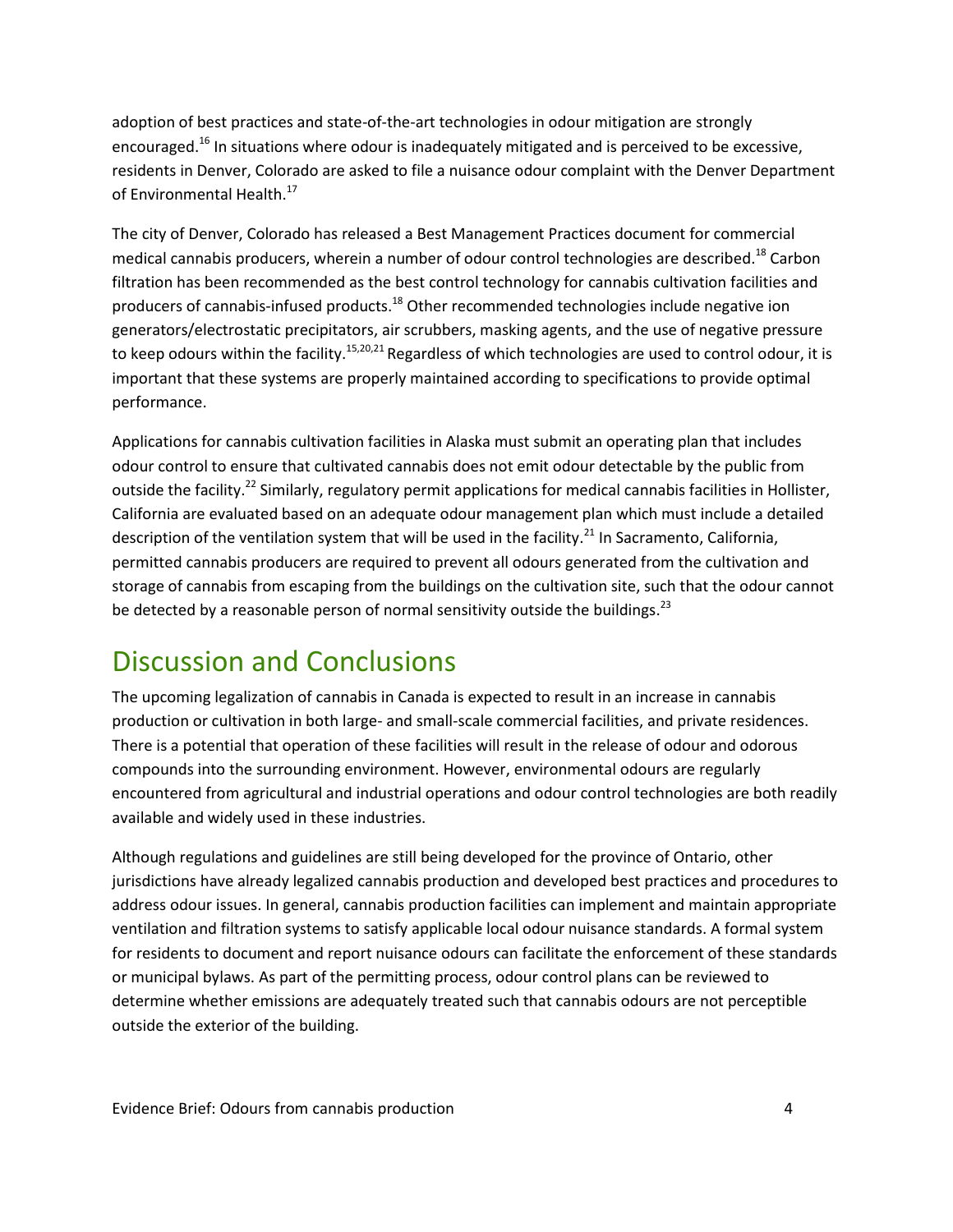adoption of best practices and state-of-the-art technologies in odour mitigation are strongly encouraged.[16] In situations where odour is inadequately mitigated and is perceived to be excessive, residents in Denver, Colorado are asked to file a nuisance odour complaint with the Denver Department of Environmental Health.[17]

The city of Denver, Colorado has released a Best Management Practices document for commercial medical cannabis producers, wherein a number of odour control technologies are described.[18] Carbon filtration has been recommended as the best control technology for cannabis cultivation facilities and producers of cannabis-infused products.[18] Other recommended technologies include negative ion generators/electrostatic precipitators, air scrubbers, masking agents, and the use of negative pressure to keep odours within the facility.[15,20,21] Regardless of which technologies are used to control odour, it is important that these systems are properly maintained according to specifications to provide optimal performance.

Applications for cannabis cultivation facilities in Alaska must submit an operating plan that includes odour control to ensure that cultivated cannabis does not emit odour detectable by the public from outside the facility.[22] Similarly, regulatory permit applications for medical cannabis facilities in Hollister, California are evaluated based on an adequate odour management plan which must include a detailed description of the ventilation system that will be used in the facility.[21] In Sacramento, California, permitted cannabis producers are required to prevent all odours generated from the cultivation and storage of cannabis from escaping from the buildings on the cultivation site, such that the odour cannot be detected by a reasonable person of normal sensitivity outside the buildings.[23]

# Discussion and Conclusions

The upcoming legalization of cannabis in Canada is expected to result in an increase in cannabis production or cultivation in both large- and small-scale commercial facilities, and private residences. There is a potential that operation of these facilities will result in the release of odour and odorous compounds into the surrounding environment. However, environmental odours are regularly encountered from agricultural and industrial operations and odour control technologies are both readily available and widely used in these industries.

Although regulations and guidelines are still being developed for the province of Ontario, other jurisdictions have already legalized cannabis production and developed best practices and procedures to address odour issues. In general, cannabis production facilities can implement and maintain appropriate ventilation and filtration systems to satisfy applicable local odour nuisance standards. A formal system for residents to document and report nuisance odours can facilitate the enforcement of these standards or municipal bylaws. As part of the permitting process, odour control plans can be reviewed to determine whether emissions are adequately treated such that cannabis odours are not perceptible outside the exterior of the building.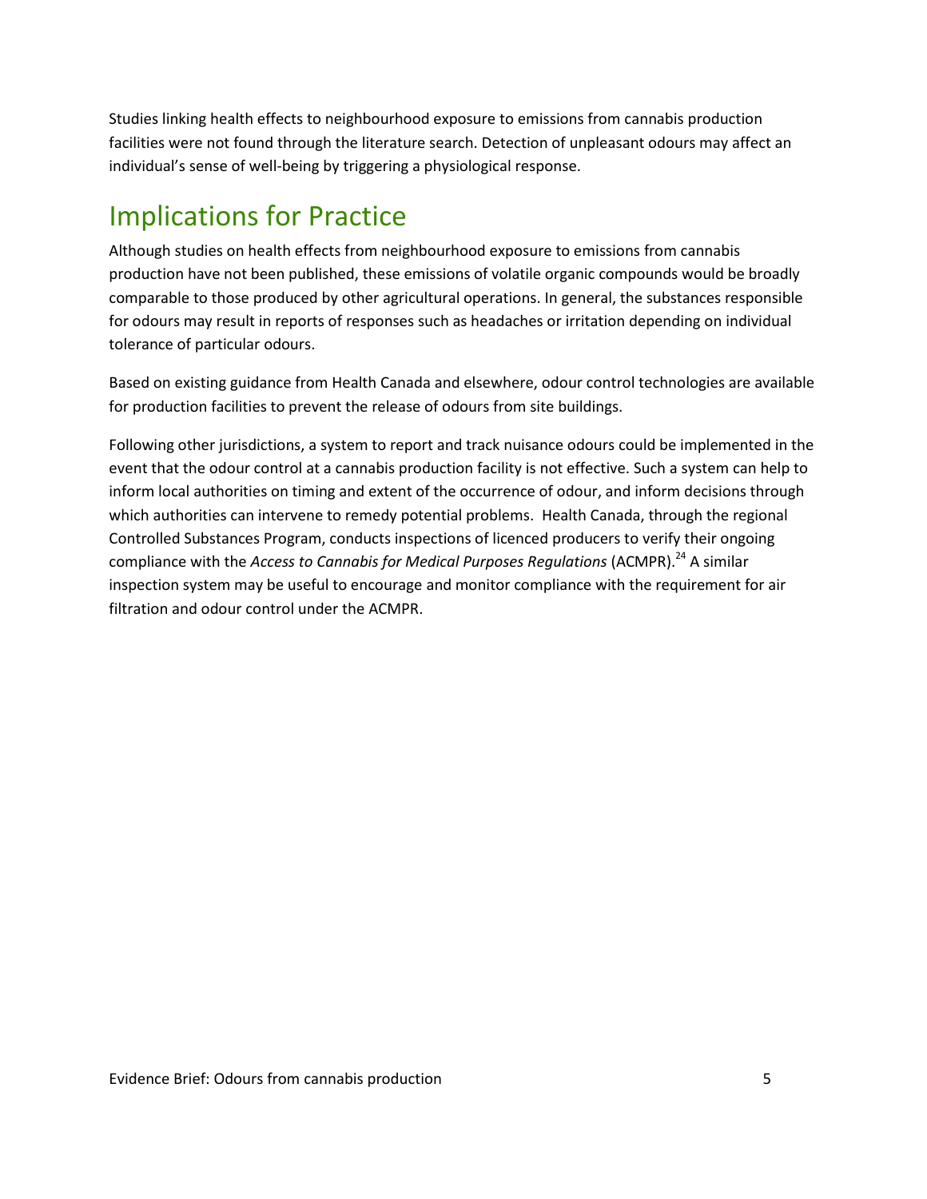Studies linking health effects to neighbourhood exposure to emissions from cannabis production facilities were not found through the literature search. Detection of unpleasant odours may affect an individual's sense of well-being by triggering a physiological response.

## Implications for Practice

Although studies on health effects from neighbourhood exposure to emissions from cannabis production have not been published, these emissions of volatile organic compounds would be broadly comparable to those produced by other agricultural operations. In general, the substances responsible for odours may result in reports of responses such as headaches or irritation depending on individual tolerance of particular odours.

Based on existing guidance from Health Canada and elsewhere, odour control technologies are available for production facilities to prevent the release of odours from site buildings.

Following other jurisdictions, a system to report and track nuisance odours could be implemented in the event that the odour control at a cannabis production facility is not effective. Such a system can help to inform local authorities on timing and extent of the occurrence of odour, and inform decisions through which authorities can intervene to remedy potential problems. Health Canada, through the regional Controlled Substances Program, conducts inspections of licenced producers to verify their ongoing compliance with the *Access to Cannabis for Medical Purposes Regulations* (ACMPR).[24] A similar inspection system may be useful to encourage and monitor compliance with the requirement for air filtration and odour control under the ACMPR.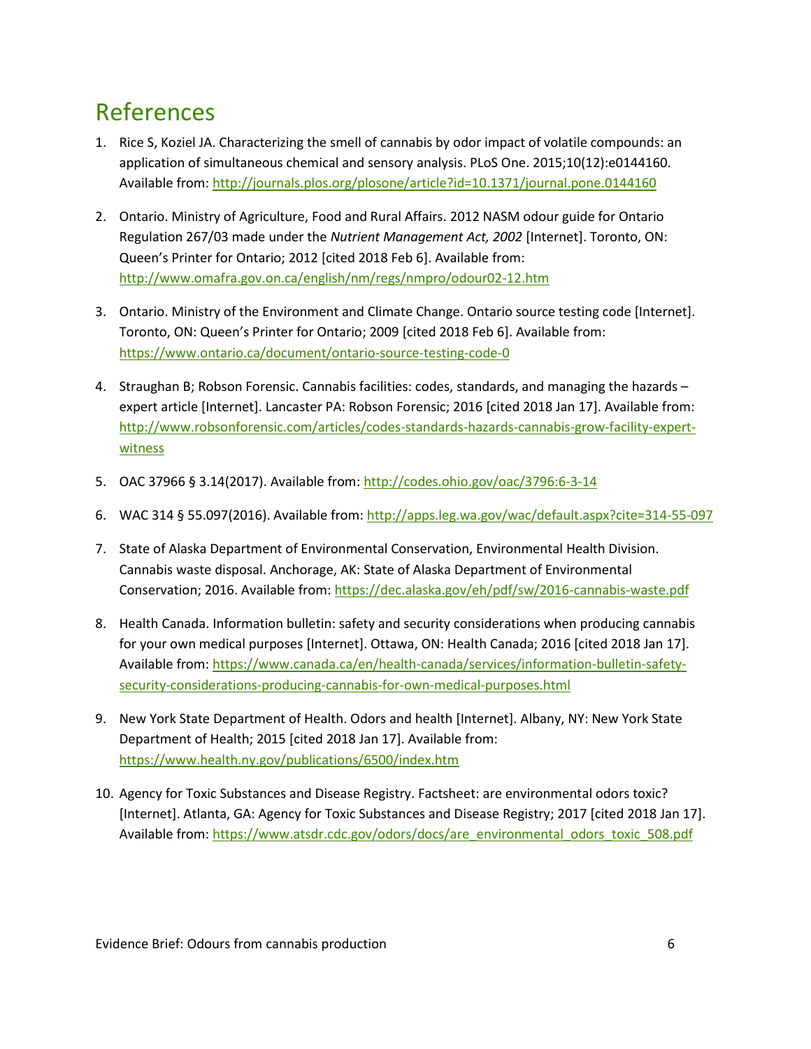# References

1. Rice S, Koziel JA. Characterizing the smell of cannabis by odor impact of volatile compounds: an application of simultaneous chemical and sensory analysis. PLoS One. 2015;10(12):e0144160. Available from: http://journals.plos.org/plosone/article?id=10.1371/journal.pone.0144160

2. Ontario. Ministry of Agriculture, Food and Rural Affairs. 2012 NASM odour guide for Ontario Regulation 267/03 made under the *Nutrient Management Act, 2002* [Internet]. Toronto, ON: Queen's Printer for Ontario; 2012 [cited 2018 Feb 6]. Available from: http://www.omafra.gov.on.ca/english/nm/regs/nmpro/odour02-12.htm

3. Ontario. Ministry of the Environment and Climate Change. Ontario source testing code [Internet]. Toronto, ON: Queen's Printer for Ontario; 2009 [cited 2018 Feb 6]. Available from: https://www.ontario.ca/document/ontario-source-testing-code-0

4. Straughan B; Robson Forensic. Cannabis facilities: codes, standards, and managing the hazards – expert article [Internet]. Lancaster PA: Robson Forensic; 2016 [cited 2018 Jan 17]. Available from: http://www.robsonforensic.com/articles/codes-standards-hazards-cannabis-grow-facility-expert-witness

5. OAC 37966 § 3.14(2017). Available from: http://codes.ohio.gov/oac/3796:6-3-14

6. WAC 314 § 55.097(2016). Available from: http://apps.leg.wa.gov/wac/default.aspx?cite=314-55-097

7. State of Alaska Department of Environmental Conservation, Environmental Health Division. Cannabis waste disposal. Anchorage, AK: State of Alaska Department of Environmental Conservation; 2016. Available from: https://dec.alaska.gov/eh/pdf/sw/2016-cannabis-waste.pdf

8. Health Canada. Information bulletin: safety and security considerations when producing cannabis for your own medical purposes [Internet]. Ottawa, ON: Health Canada; 2016 [cited 2018 Jan 17]. Available from: https://www.canada.ca/en/health-canada/services/information-bulletin-safety-security-considerations-producing-cannabis-for-own-medical-purposes.html

9. New York State Department of Health. Odors and health [Internet]. Albany, NY: New York State Department of Health; 2015 [cited 2018 Jan 17]. Available from: https://www.health.ny.gov/publications/6500/index.htm

10. Agency for Toxic Substances and Disease Registry. Factsheet: are environmental odors toxic? [Internet]. Atlanta, GA: Agency for Toxic Substances and Disease Registry; 2017 [cited 2018 Jan 17]. Available from: https://www.atsdr.cdc.gov/odors/docs/are_environmental_odors_toxic_508.pdf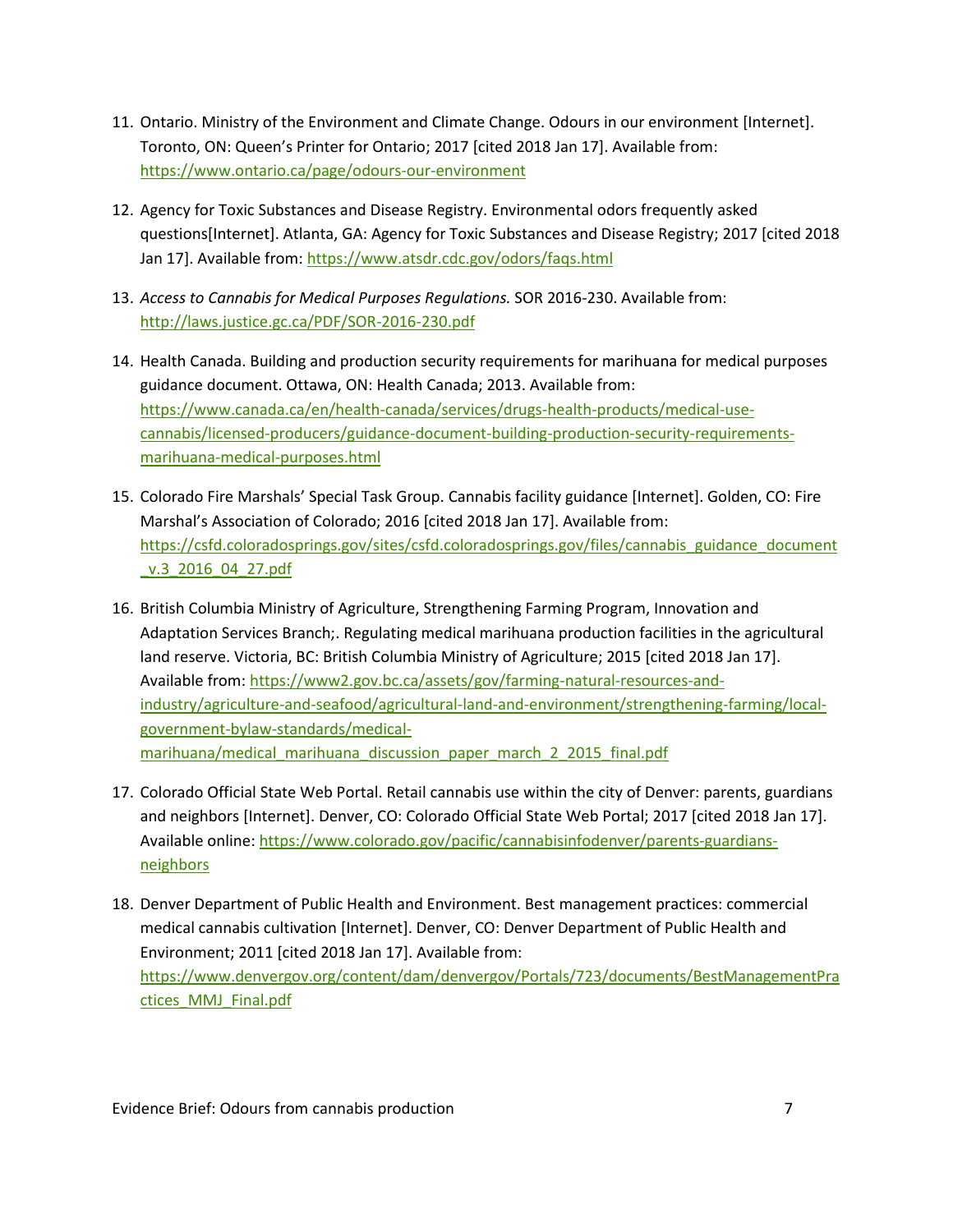11. Ontario. Ministry of the Environment and Climate Change. Odours in our environment [Internet]. Toronto, ON: Queen's Printer for Ontario; 2017 [cited 2018 Jan 17]. Available from: https://www.ontario.ca/page/odours-our-environment

12. Agency for Toxic Substances and Disease Registry. Environmental odors frequently asked questions[Internet]. Atlanta, GA: Agency for Toxic Substances and Disease Registry; 2017 [cited 2018 Jan 17]. Available from: https://www.atsdr.cdc.gov/odors/faqs.html

13. *Access to Cannabis for Medical Purposes Regulations.* SOR 2016-230. Available from: http://laws.justice.gc.ca/PDF/SOR-2016-230.pdf

14. Health Canada. Building and production security requirements for marihuana for medical purposes guidance document. Ottawa, ON: Health Canada; 2013. Available from: https://www.canada.ca/en/health-canada/services/drugs-health-products/medical-use-cannabis/licensed-producers/guidance-document-building-production-security-requirements-marihuana-medical-purposes.html

15. Colorado Fire Marshals' Special Task Group. Cannabis facility guidance [Internet]. Golden, CO: Fire Marshal's Association of Colorado; 2016 [cited 2018 Jan 17]. Available from: https://csfd.coloradosprings.gov/sites/csfd.coloradosprings.gov/files/cannabis_guidance_document_v.3_2016_04_27.pdf

16. British Columbia Ministry of Agriculture, Strengthening Farming Program, Innovation and Adaptation Services Branch;. Regulating medical marihuana production facilities in the agricultural land reserve. Victoria, BC: British Columbia Ministry of Agriculture; 2015 [cited 2018 Jan 17]. Available from: https://www2.gov.bc.ca/assets/gov/farming-natural-resources-and-industry/agriculture-and-seafood/agricultural-land-and-environment/strengthening-farming/local-government-bylaw-standards/medical-marihuana/medical_marihuana_discussion_paper_march_2_2015_final.pdf

17. Colorado Official State Web Portal. Retail cannabis use within the city of Denver: parents, guardians and neighbors [Internet]. Denver, CO: Colorado Official State Web Portal; 2017 [cited 2018 Jan 17]. Available online: https://www.colorado.gov/pacific/cannabisinfodenver/parents-guardians-neighbors

18. Denver Department of Public Health and Environment. Best management practices: commercial medical cannabis cultivation [Internet]. Denver, CO: Denver Department of Public Health and Environment; 2011 [cited 2018 Jan 17]. Available from: https://www.denvergov.org/content/dam/denvergov/Portals/723/documents/BestManagementPractices_MMJ_Final.pdf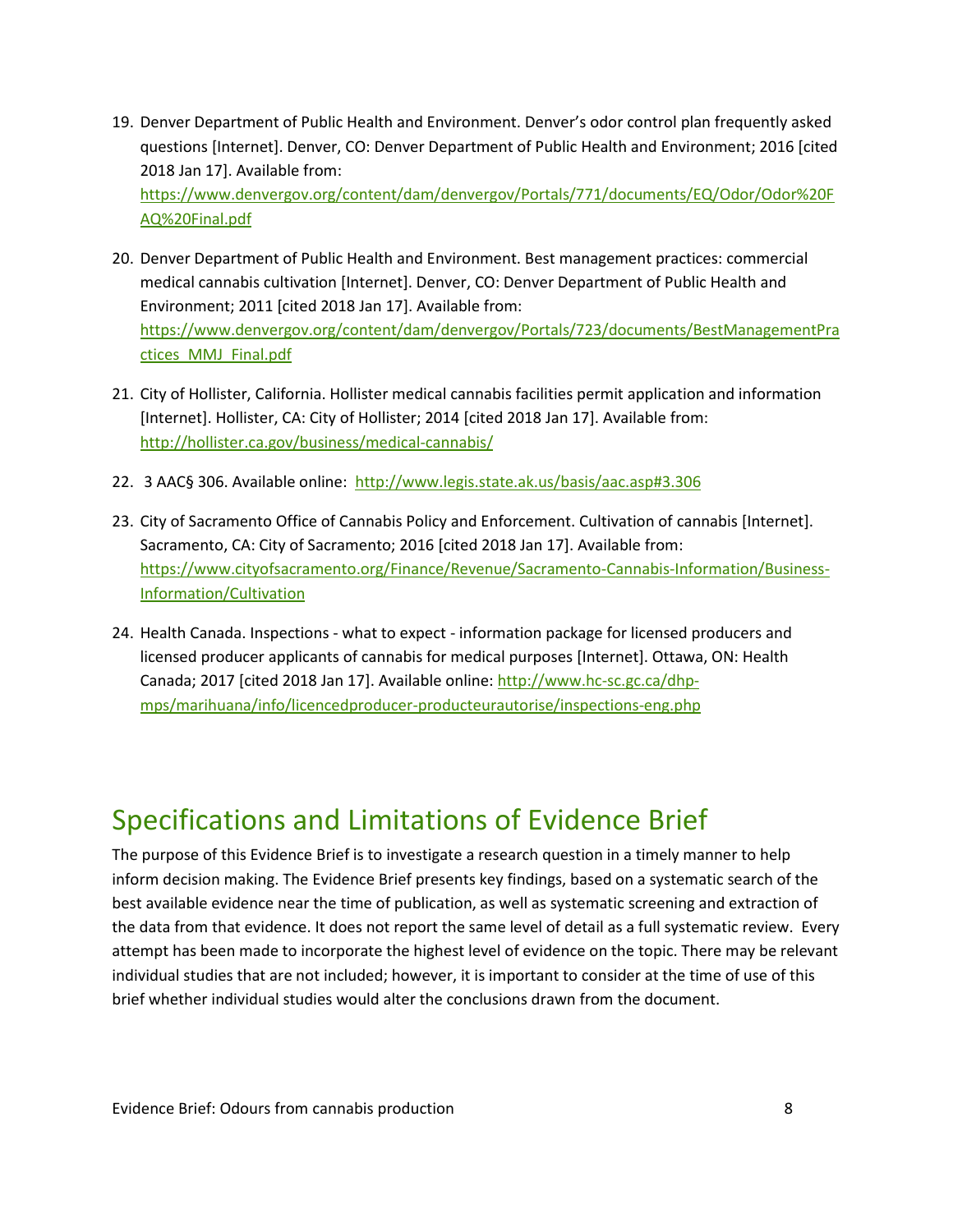19. Denver Department of Public Health and Environment. Denver's odor control plan frequently asked questions [Internet]. Denver, CO: Denver Department of Public Health and Environment; 2016 [cited 2018 Jan 17]. Available from: https://www.denvergov.org/content/dam/denvergov/Portals/771/documents/EQ/Odor/Odor%20FAQ%20Final.pdf

20. Denver Department of Public Health and Environment. Best management practices: commercial medical cannabis cultivation [Internet]. Denver, CO: Denver Department of Public Health and Environment; 2011 [cited 2018 Jan 17]. Available from: https://www.denvergov.org/content/dam/denvergov/Portals/723/documents/BestManagementPractices_MMJ_Final.pdf

21. City of Hollister, California. Hollister medical cannabis facilities permit application and information [Internet]. Hollister, CA: City of Hollister; 2014 [cited 2018 Jan 17]. Available from: http://hollister.ca.gov/business/medical-cannabis/

22. 3 AAC§ 306. Available online: http://www.legis.state.ak.us/basis/aac.asp#3.306

23. City of Sacramento Office of Cannabis Policy and Enforcement. Cultivation of cannabis [Internet]. Sacramento, CA: City of Sacramento; 2016 [cited 2018 Jan 17]. Available from: https://www.cityofsacramento.org/Finance/Revenue/Sacramento-Cannabis-Information/Business-Information/Cultivation

24. Health Canada. Inspections - what to expect - information package for licensed producers and licensed producer applicants of cannabis for medical purposes [Internet]. Ottawa, ON: Health Canada; 2017 [cited 2018 Jan 17]. Available online: http://www.hc-sc.gc.ca/dhp-mps/marihuana/info/licencedproducer-producteurautorise/inspections-eng.php

# Specifications and Limitations of Evidence Brief

The purpose of this Evidence Brief is to investigate a research question in a timely manner to help inform decision making. The Evidence Brief presents key findings, based on a systematic search of the best available evidence near the time of publication, as well as systematic screening and extraction of the data from that evidence. It does not report the same level of detail as a full systematic review. Every attempt has been made to incorporate the highest level of evidence on the topic. There may be relevant individual studies that are not included; however, it is important to consider at the time of use of this brief whether individual studies would alter the conclusions drawn from the document.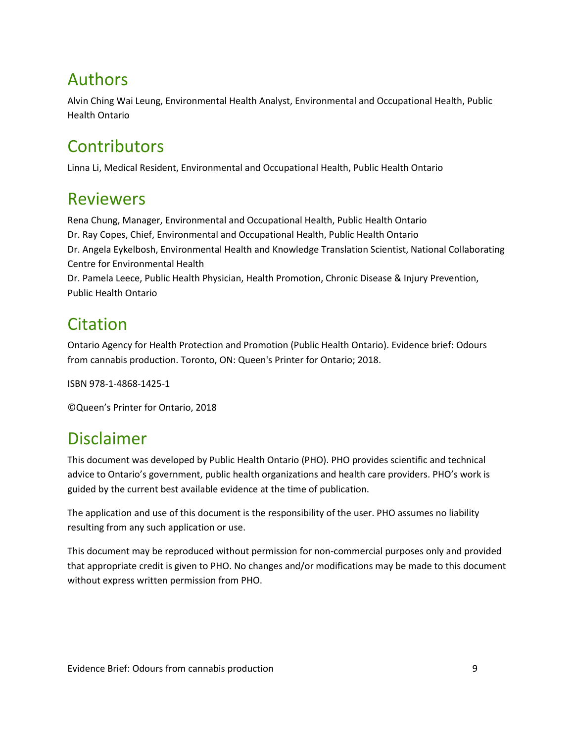## Authors

Alvin Ching Wai Leung, Environmental Health Analyst, Environmental and Occupational Health, Public Health Ontario

## Contributors

Linna Li, Medical Resident, Environmental and Occupational Health, Public Health Ontario

## Reviewers

Rena Chung, Manager, Environmental and Occupational Health, Public Health Ontario
Dr. Ray Copes, Chief, Environmental and Occupational Health, Public Health Ontario
Dr. Angela Eykelbosh, Environmental Health and Knowledge Translation Scientist, National Collaborating Centre for Environmental Health
Dr. Pamela Leece, Public Health Physician, Health Promotion, Chronic Disease & Injury Prevention, Public Health Ontario

## Citation

Ontario Agency for Health Protection and Promotion (Public Health Ontario). Evidence brief: Odours from cannabis production. Toronto, ON: Queen's Printer for Ontario; 2018.

ISBN 978-1-4868-1425-1

©Queen's Printer for Ontario, 2018

## Disclaimer

This document was developed by Public Health Ontario (PHO). PHO provides scientific and technical advice to Ontario's government, public health organizations and health care providers. PHO's work is guided by the current best available evidence at the time of publication.

The application and use of this document is the responsibility of the user. PHO assumes no liability resulting from any such application or use.

This document may be reproduced without permission for non-commercial purposes only and provided that appropriate credit is given to PHO. No changes and/or modifications may be made to this document without express written permission from PHO.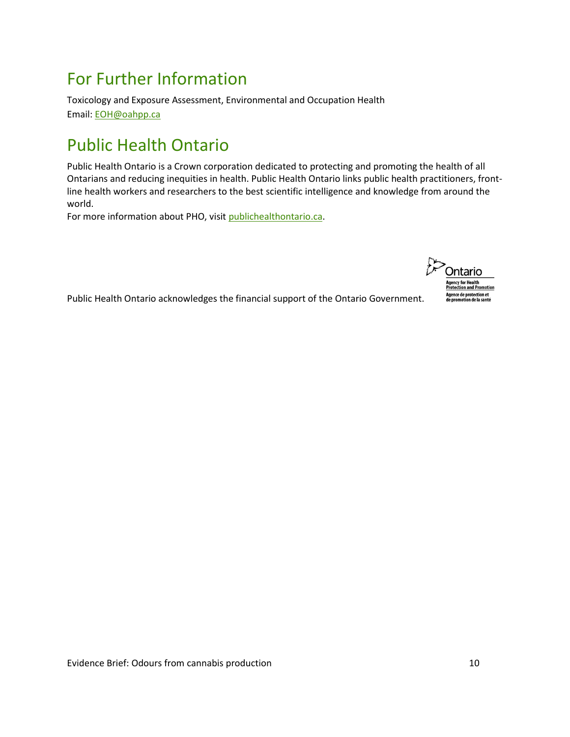## For Further Information

Toxicology and Exposure Assessment, Environmental and Occupation Health
Email: EOH@oahpp.ca

## Public Health Ontario

Public Health Ontario is a Crown corporation dedicated to protecting and promoting the health of all Ontarians and reducing inequities in health. Public Health Ontario links public health practitioners, front-line health workers and researchers to the best scientific intelligence and knowledge from around the world.
For more information about PHO, visit publichealthontario.ca.

Public Health Ontario acknowledges the financial support of the Ontario Government.